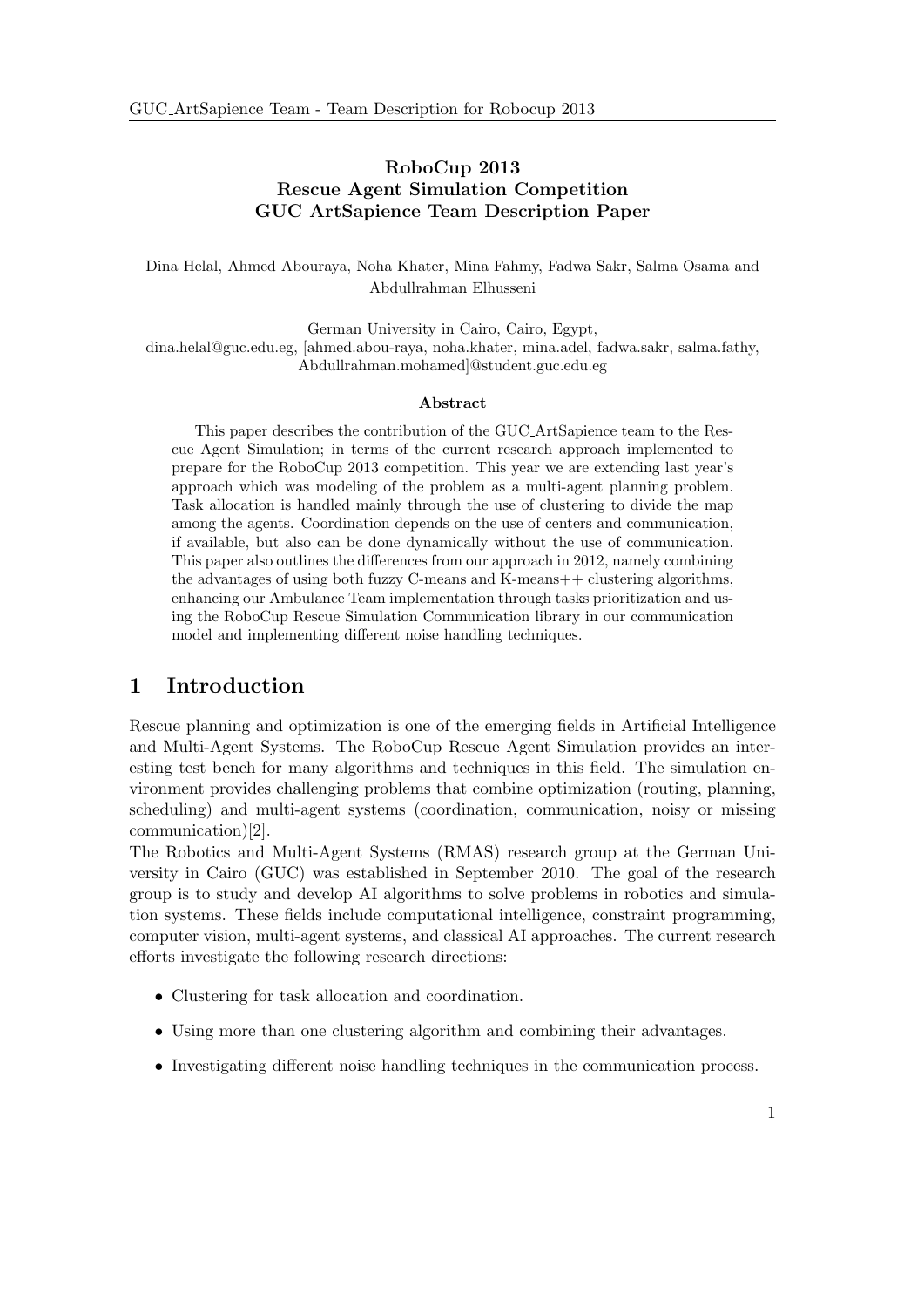# RoboCup 2013
# Rescue Agent Simulation Competition
# GUC ArtSapience Team Description Paper

Dina Helal, Ahmed Abouraya, Noha Khater, Mina Fahmy, Fadwa Sakr, Salma Osama and Abdullrahman Elhusseni

German University in Cairo, Cairo, Egypt,
dina.helal@guc.edu.eg, [ahmed.abou-raya, noha.khater, mina.adel, fadwa.sakr, salma.fathy, Abdullrahman.mohamed]@student.guc.edu.eg

**Abstract**

This paper describes the contribution of the GUC_ArtSapience team to the Rescue Agent Simulation; in terms of the current research approach implemented to prepare for the RoboCup 2013 competition. This year we are extending last year's approach which was modeling of the problem as a multi-agent planning problem. Task allocation is handled mainly through the use of clustering to divide the map among the agents. Coordination depends on the use of centers and communication, if available, but also can be done dynamically without the use of communication. This paper also outlines the differences from our approach in 2012, namely combining the advantages of using both fuzzy C-means and K-means++ clustering algorithms, enhancing our Ambulance Team implementation through tasks prioritization and using the RoboCup Rescue Simulation Communication library in our communication model and implementing different noise handling techniques.

## 1 Introduction

Rescue planning and optimization is one of the emerging fields in Artificial Intelligence and Multi-Agent Systems. The RoboCup Rescue Agent Simulation provides an interesting test bench for many algorithms and techniques in this field. The simulation environment provides challenging problems that combine optimization (routing, planning, scheduling) and multi-agent systems (coordination, communication, noisy or missing communication)[2].

The Robotics and Multi-Agent Systems (RMAS) research group at the German University in Cairo (GUC) was established in September 2010. The goal of the research group is to study and develop AI algorithms to solve problems in robotics and simulation systems. These fields include computational intelligence, constraint programming, computer vision, multi-agent systems, and classical AI approaches. The current research efforts investigate the following research directions:

- Clustering for task allocation and coordination.
- Using more than one clustering algorithm and combining their advantages.
- Investigating different noise handling techniques in the communication process.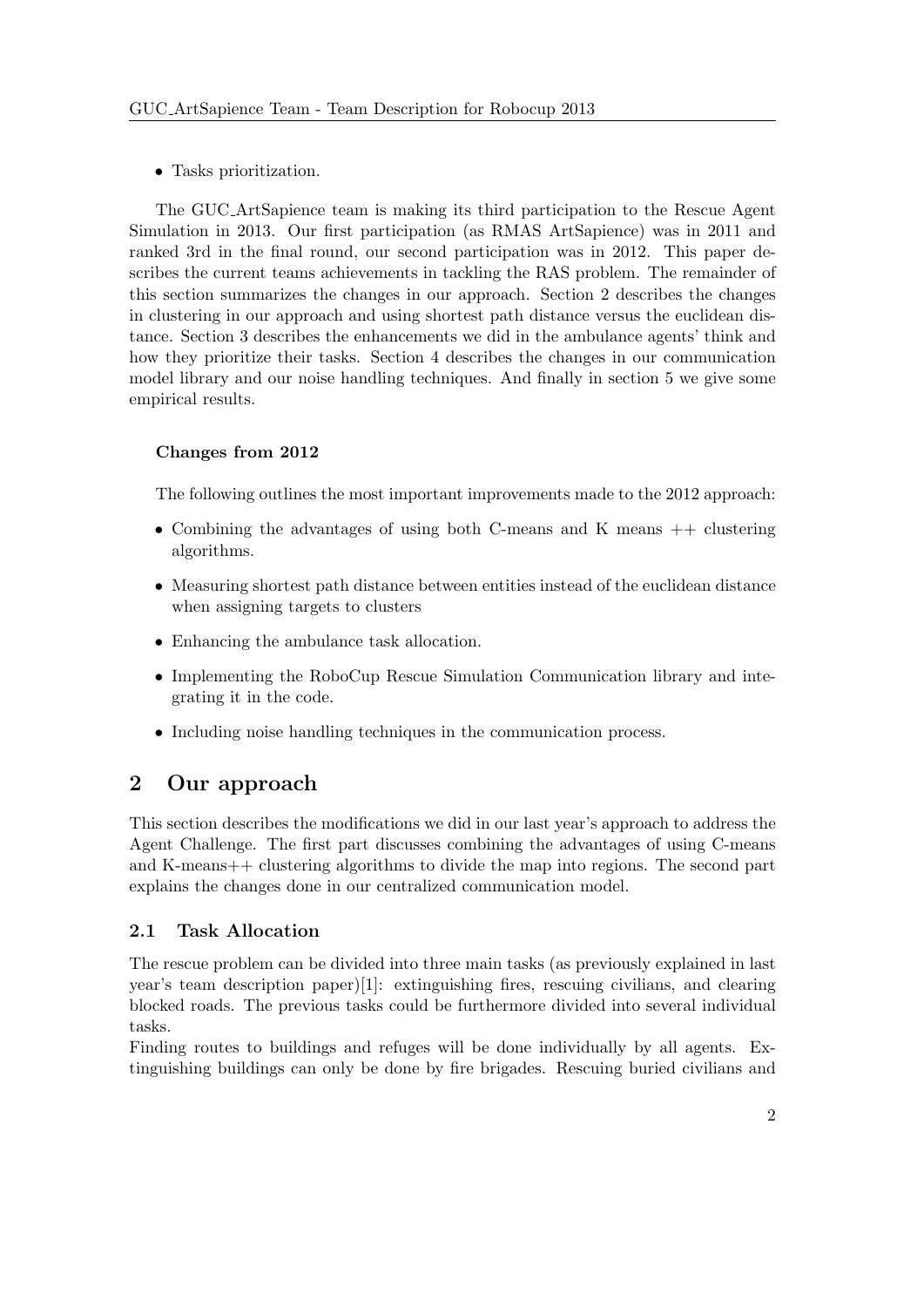- Tasks prioritization.

The GUC_ArtSapience team is making its third participation to the Rescue Agent Simulation in 2013. Our first participation (as RMAS ArtSapience) was in 2011 and ranked 3rd in the final round, our second participation was in 2012. This paper describes the current teams achievements in tackling the RAS problem. The remainder of this section summarizes the changes in our approach. Section 2 describes the changes in clustering in our approach and using shortest path distance versus the euclidean distance. Section 3 describes the enhancements we did in the ambulance agents' think and how they prioritize their tasks. Section 4 describes the changes in our communication model library and our noise handling techniques. And finally in section 5 we give some empirical results.

#### Changes from 2012

The following outlines the most important improvements made to the 2012 approach:

- Combining the advantages of using both C-means and K means ++ clustering algorithms.
- Measuring shortest path distance between entities instead of the euclidean distance when assigning targets to clusters
- Enhancing the ambulance task allocation.
- Implementing the RoboCup Rescue Simulation Communication library and integrating it in the code.
- Including noise handling techniques in the communication process.

## 2 Our approach

This section describes the modifications we did in our last year's approach to address the Agent Challenge. The first part discusses combining the advantages of using C-means and K-means++ clustering algorithms to divide the map into regions. The second part explains the changes done in our centralized communication model.

### 2.1 Task Allocation

The rescue problem can be divided into three main tasks (as previously explained in last year's team description paper)[1]: extinguishing fires, rescuing civilians, and clearing blocked roads. The previous tasks could be furthermore divided into several individual tasks.
Finding routes to buildings and refuges will be done individually by all agents. Extinguishing buildings can only be done by fire brigades. Rescuing buried civilians and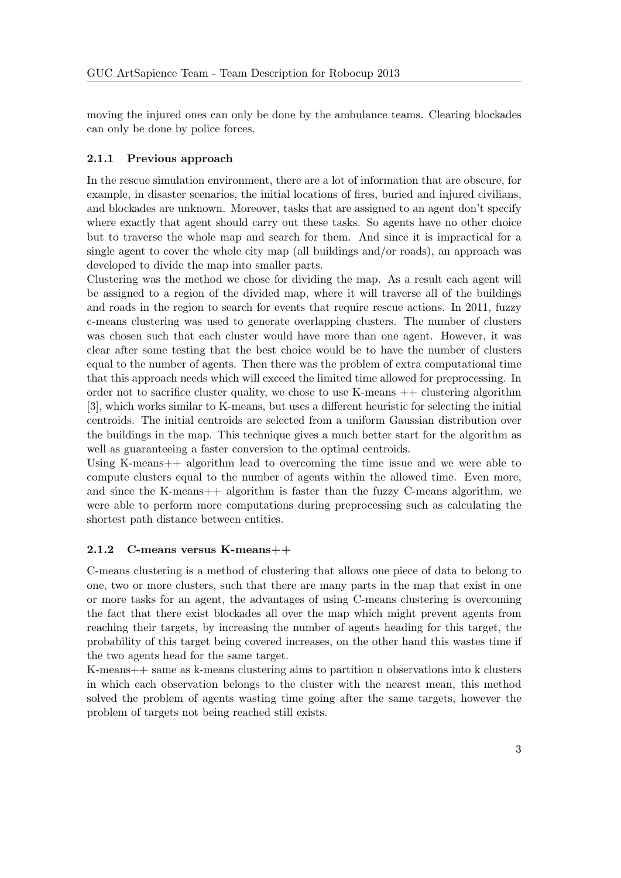moving the injured ones can only be done by the ambulance teams. Clearing blockades can only be done by police forces.

### 2.1.1 Previous approach

In the rescue simulation environment, there are a lot of information that are obscure, for example, in disaster scenarios, the initial locations of fires, buried and injured civilians, and blockades are unknown. Moreover, tasks that are assigned to an agent don't specify where exactly that agent should carry out these tasks. So agents have no other choice but to traverse the whole map and search for them. And since it is impractical for a single agent to cover the whole city map (all buildings and/or roads), an approach was developed to divide the map into smaller parts.
Clustering was the method we chose for dividing the map. As a result each agent will be assigned to a region of the divided map, where it will traverse all of the buildings and roads in the region to search for events that require rescue actions. In 2011, fuzzy c-means clustering was used to generate overlapping clusters. The number of clusters was chosen such that each cluster would have more than one agent. However, it was clear after some testing that the best choice would be to have the number of clusters equal to the number of agents. Then there was the problem of extra computational time that this approach needs which will exceed the limited time allowed for preprocessing. In order not to sacrifice cluster quality, we chose to use K-means ++ clustering algorithm [3], which works similar to K-means, but uses a different heuristic for selecting the initial centroids. The initial centroids are selected from a uniform Gaussian distribution over the buildings in the map. This technique gives a much better start for the algorithm as well as guaranteeing a faster conversion to the optimal centroids.
Using K-means++ algorithm lead to overcoming the time issue and we were able to compute clusters equal to the number of agents within the allowed time. Even more, and since the K-means++ algorithm is faster than the fuzzy C-means algorithm, we were able to perform more computations during preprocessing such as calculating the shortest path distance between entities.

### 2.1.2 C-means versus K-means++

C-means clustering is a method of clustering that allows one piece of data to belong to one, two or more clusters, such that there are many parts in the map that exist in one or more tasks for an agent, the advantages of using C-means clustering is overcoming the fact that there exist blockades all over the map which might prevent agents from reaching their targets, by increasing the number of agents heading for this target, the probability of this target being covered increases, on the other hand this wastes time if the two agents head for the same target.
K-means++ same as k-means clustering aims to partition n observations into k clusters in which each observation belongs to the cluster with the nearest mean, this method solved the problem of agents wasting time going after the same targets, however the problem of targets not being reached still exists.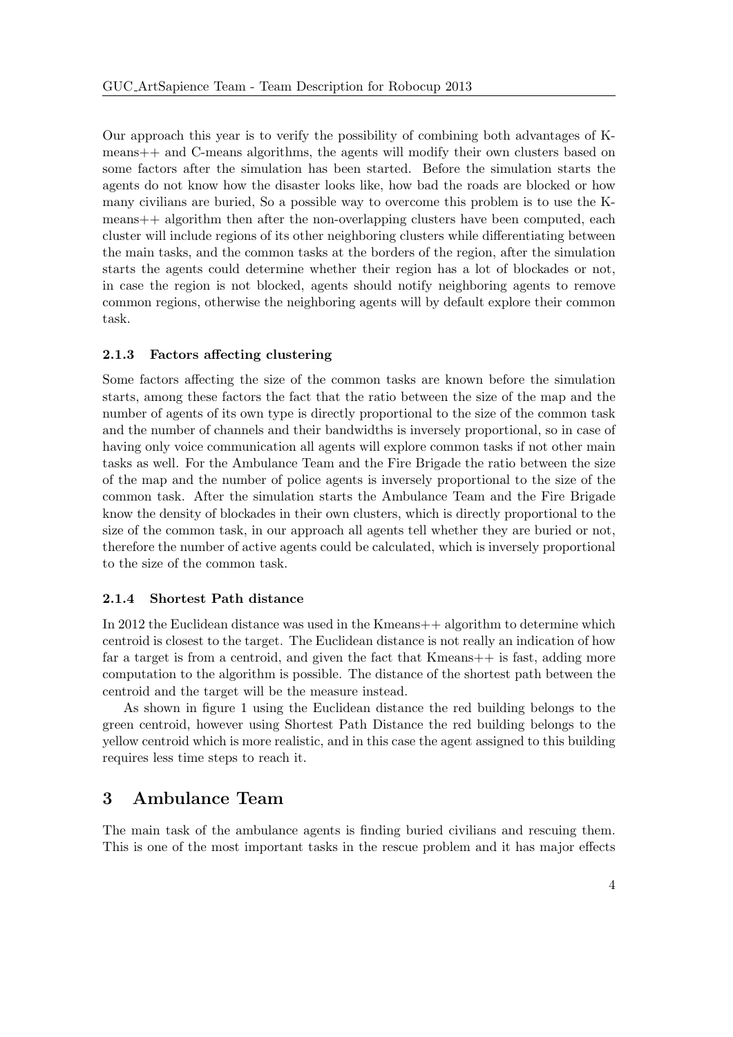Our approach this year is to verify the possibility of combining both advantages of K-means++ and C-means algorithms, the agents will modify their own clusters based on some factors after the simulation has been started. Before the simulation starts the agents do not know how the disaster looks like, how bad the roads are blocked or how many civilians are buried, So a possible way to overcome this problem is to use the K-means++ algorithm then after the non-overlapping clusters have been computed, each cluster will include regions of its other neighboring clusters while differentiating between the main tasks, and the common tasks at the borders of the region, after the simulation starts the agents could determine whether their region has a lot of blockades or not, in case the region is not blocked, agents should notify neighboring agents to remove common regions, otherwise the neighboring agents will by default explore their common task.

### 2.1.3 Factors affecting clustering

Some factors affecting the size of the common tasks are known before the simulation starts, among these factors the fact that the ratio between the size of the map and the number of agents of its own type is directly proportional to the size of the common task and the number of channels and their bandwidths is inversely proportional, so in case of having only voice communication all agents will explore common tasks if not other main tasks as well. For the Ambulance Team and the Fire Brigade the ratio between the size of the map and the number of police agents is inversely proportional to the size of the common task. After the simulation starts the Ambulance Team and the Fire Brigade know the density of blockades in their own clusters, which is directly proportional to the size of the common task, in our approach all agents tell whether they are buried or not, therefore the number of active agents could be calculated, which is inversely proportional to the size of the common task.

### 2.1.4 Shortest Path distance

In 2012 the Euclidean distance was used in the Kmeans++ algorithm to determine which centroid is closest to the target. The Euclidean distance is not really an indication of how far a target is from a centroid, and given the fact that Kmeans++ is fast, adding more computation to the algorithm is possible. The distance of the shortest path between the centroid and the target will be the measure instead.

As shown in figure 1 using the Euclidean distance the red building belongs to the green centroid, however using Shortest Path Distance the red building belongs to the yellow centroid which is more realistic, and in this case the agent assigned to this building requires less time steps to reach it.

## 3 Ambulance Team

The main task of the ambulance agents is finding buried civilians and rescuing them. This is one of the most important tasks in the rescue problem and it has major effects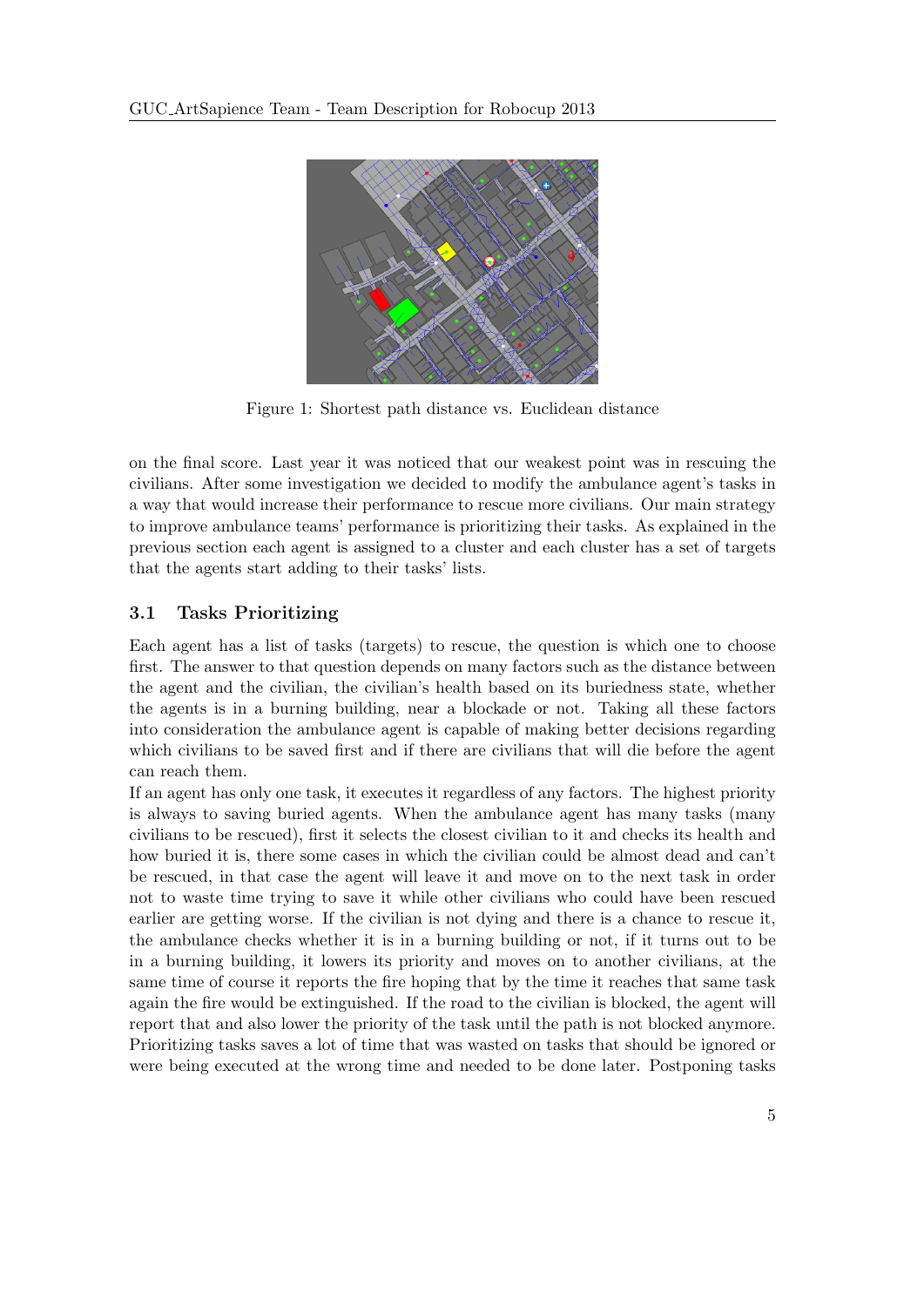Figure 1: Shortest path distance vs. Euclidean distance

on the final score. Last year it was noticed that our weakest point was in rescuing the civilians. After some investigation we decided to modify the ambulance agent's tasks in a way that would increase their performance to rescue more civilians. Our main strategy to improve ambulance teams' performance is prioritizing their tasks. As explained in the previous section each agent is assigned to a cluster and each cluster has a set of targets that the agents start adding to their tasks' lists.

### 3.1 Tasks Prioritizing

Each agent has a list of tasks (targets) to rescue, the question is which one to choose first. The answer to that question depends on many factors such as the distance between the agent and the civilian, the civilian's health based on its buriedness state, whether the agents is in a burning building, near a blockade or not. Taking all these factors into consideration the ambulance agent is capable of making better decisions regarding which civilians to be saved first and if there are civilians that will die before the agent can reach them.

If an agent has only one task, it executes it regardless of any factors. The highest priority is always to saving buried agents. When the ambulance agent has many tasks (many civilians to be rescued), first it selects the closest civilian to it and checks its health and how buried it is, there some cases in which the civilian could be almost dead and can't be rescued, in that case the agent will leave it and move on to the next task in order not to waste time trying to save it while other civilians who could have been rescued earlier are getting worse. If the civilian is not dying and there is a chance to rescue it, the ambulance checks whether it is in a burning building or not, if it turns out to be in a burning building, it lowers its priority and moves on to another civilians, at the same time of course it reports the fire hoping that by the time it reaches that same task again the fire would be extinguished. If the road to the civilian is blocked, the agent will report that and also lower the priority of the task until the path is not blocked anymore. Prioritizing tasks saves a lot of time that was wasted on tasks that should be ignored or were being executed at the wrong time and needed to be done later. Postponing tasks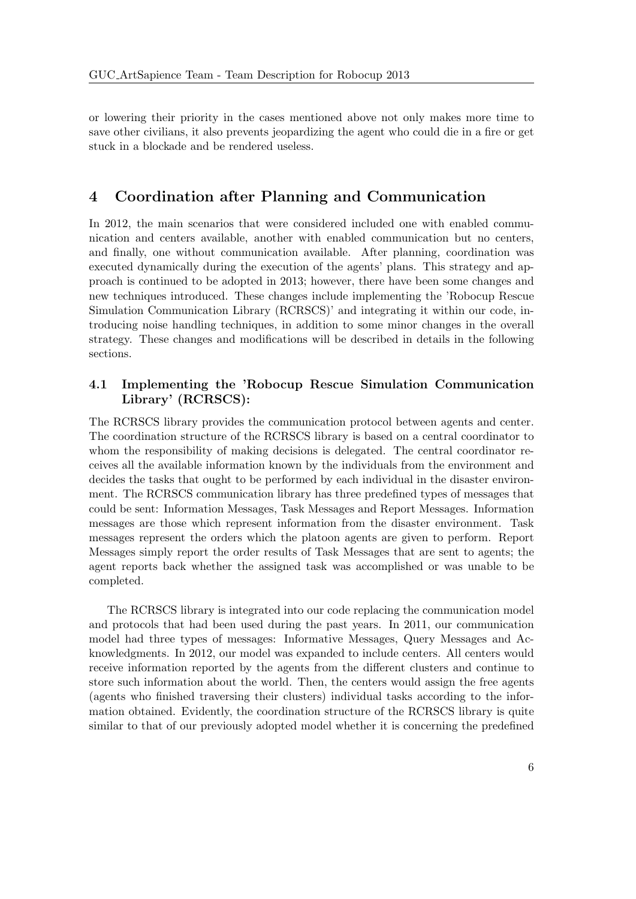or lowering their priority in the cases mentioned above not only makes more time to save other civilians, it also prevents jeopardizing the agent who could die in a fire or get stuck in a blockade and be rendered useless.

# 4 Coordination after Planning and Communication

In 2012, the main scenarios that were considered included one with enabled communication and centers available, another with enabled communication but no centers, and finally, one without communication available. After planning, coordination was executed dynamically during the execution of the agents' plans. This strategy and approach is continued to be adopted in 2013; however, there have been some changes and new techniques introduced. These changes include implementing the 'Robocup Rescue Simulation Communication Library (RCRSCS)' and integrating it within our code, introducing noise handling techniques, in addition to some minor changes in the overall strategy. These changes and modifications will be described in details in the following sections.

## 4.1 Implementing the 'Robocup Rescue Simulation Communication Library' (RCRSCS):

The RCRSCS library provides the communication protocol between agents and center. The coordination structure of the RCRSCS library is based on a central coordinator to whom the responsibility of making decisions is delegated. The central coordinator receives all the available information known by the individuals from the environment and decides the tasks that ought to be performed by each individual in the disaster environment. The RCRSCS communication library has three predefined types of messages that could be sent: Information Messages, Task Messages and Report Messages. Information messages are those which represent information from the disaster environment. Task messages represent the orders which the platoon agents are given to perform. Report Messages simply report the order results of Task Messages that are sent to agents; the agent reports back whether the assigned task was accomplished or was unable to be completed.

The RCRSCS library is integrated into our code replacing the communication model and protocols that had been used during the past years. In 2011, our communication model had three types of messages: Informative Messages, Query Messages and Acknowledgments. In 2012, our model was expanded to include centers. All centers would receive information reported by the agents from the different clusters and continue to store such information about the world. Then, the centers would assign the free agents (agents who finished traversing their clusters) individual tasks according to the information obtained. Evidently, the coordination structure of the RCRSCS library is quite similar to that of our previously adopted model whether it is concerning the predefined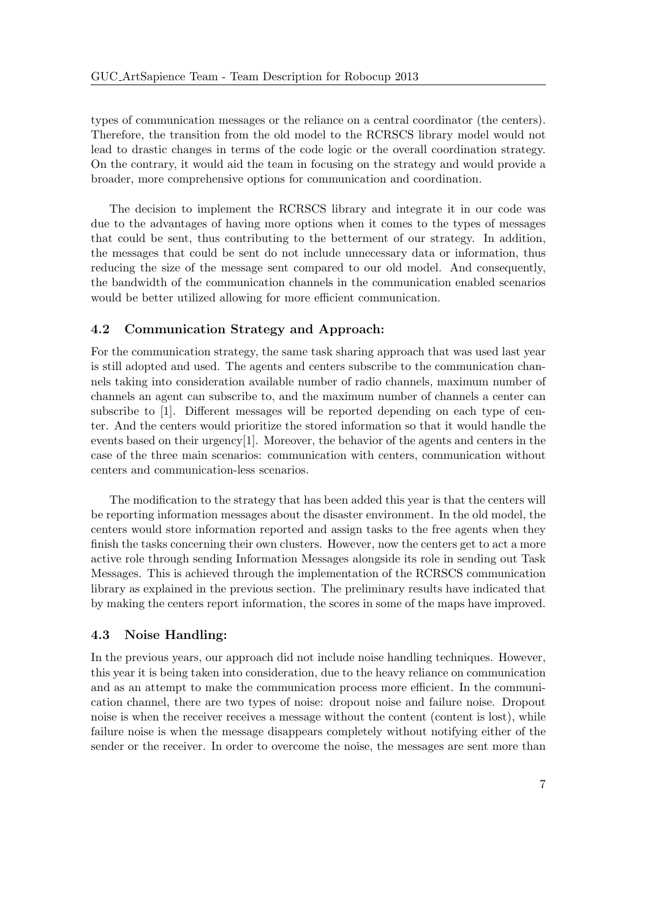types of communication messages or the reliance on a central coordinator (the centers). Therefore, the transition from the old model to the RCRSCS library model would not lead to drastic changes in terms of the code logic or the overall coordination strategy. On the contrary, it would aid the team in focusing on the strategy and would provide a broader, more comprehensive options for communication and coordination.

The decision to implement the RCRSCS library and integrate it in our code was due to the advantages of having more options when it comes to the types of messages that could be sent, thus contributing to the betterment of our strategy. In addition, the messages that could be sent do not include unnecessary data or information, thus reducing the size of the message sent compared to our old model. And consequently, the bandwidth of the communication channels in the communication enabled scenarios would be better utilized allowing for more efficient communication.

### 4.2 Communication Strategy and Approach:

For the communication strategy, the same task sharing approach that was used last year is still adopted and used. The agents and centers subscribe to the communication channels taking into consideration available number of radio channels, maximum number of channels an agent can subscribe to, and the maximum number of channels a center can subscribe to [1]. Different messages will be reported depending on each type of center. And the centers would prioritize the stored information so that it would handle the events based on their urgency[1]. Moreover, the behavior of the agents and centers in the case of the three main scenarios: communication with centers, communication without centers and communication-less scenarios.

The modification to the strategy that has been added this year is that the centers will be reporting information messages about the disaster environment. In the old model, the centers would store information reported and assign tasks to the free agents when they finish the tasks concerning their own clusters. However, now the centers get to act a more active role through sending Information Messages alongside its role in sending out Task Messages. This is achieved through the implementation of the RCRSCS communication library as explained in the previous section. The preliminary results have indicated that by making the centers report information, the scores in some of the maps have improved.

### 4.3 Noise Handling:

In the previous years, our approach did not include noise handling techniques. However, this year it is being taken into consideration, due to the heavy reliance on communication and as an attempt to make the communication process more efficient. In the communication channel, there are two types of noise: dropout noise and failure noise. Dropout noise is when the receiver receives a message without the content (content is lost), while failure noise is when the message disappears completely without notifying either of the sender or the receiver. In order to overcome the noise, the messages are sent more than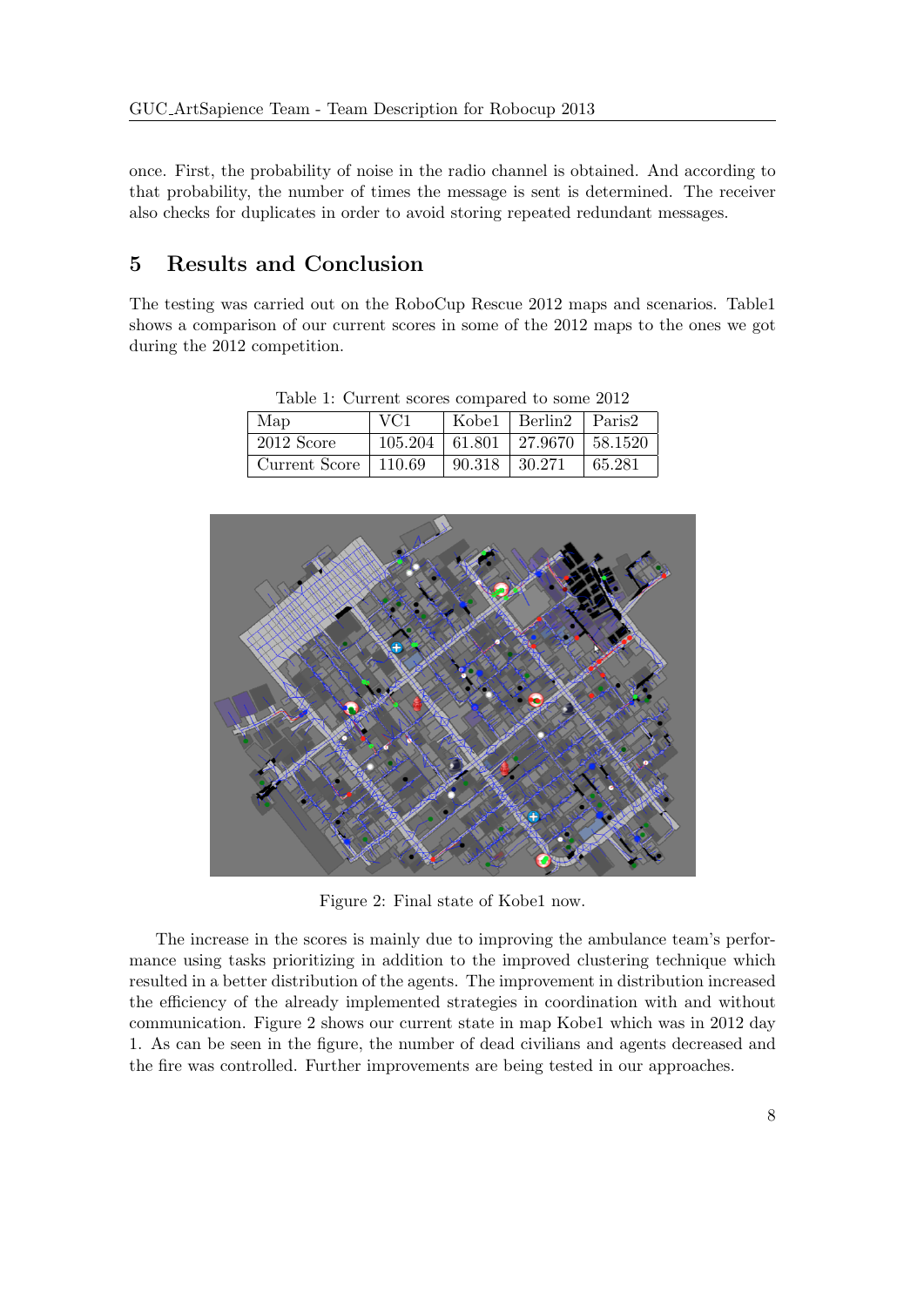once. First, the probability of noise in the radio channel is obtained. And according to that probability, the number of times the message is sent is determined. The receiver also checks for duplicates in order to avoid storing repeated redundant messages.

## 5 Results and Conclusion

The testing was carried out on the RoboCup Rescue 2012 maps and scenarios. Table1 shows a comparison of our current scores in some of the 2012 maps to the ones we got during the 2012 competition.

Table 1: Current scores compared to some 2012

| Map | VC1 | Kobe1 | Berlin2 | Paris2 |
|---|---|---|---|---|
| 2012 Score | 105.204 | 61.801 | 27.9670 | 58.1520 |
| Current Score | 110.69 | 90.318 | 30.271 | 65.281 |

Figure 2: Final state of Kobe1 now.

The increase in the scores is mainly due to improving the ambulance team's performance using tasks prioritizing in addition to the improved clustering technique which resulted in a better distribution of the agents. The improvement in distribution increased the efficiency of the already implemented strategies in coordination with and without communication. Figure 2 shows our current state in map Kobe1 which was in 2012 day 1. As can be seen in the figure, the number of dead civilians and agents decreased and the fire was controlled. Further improvements are being tested in our approaches.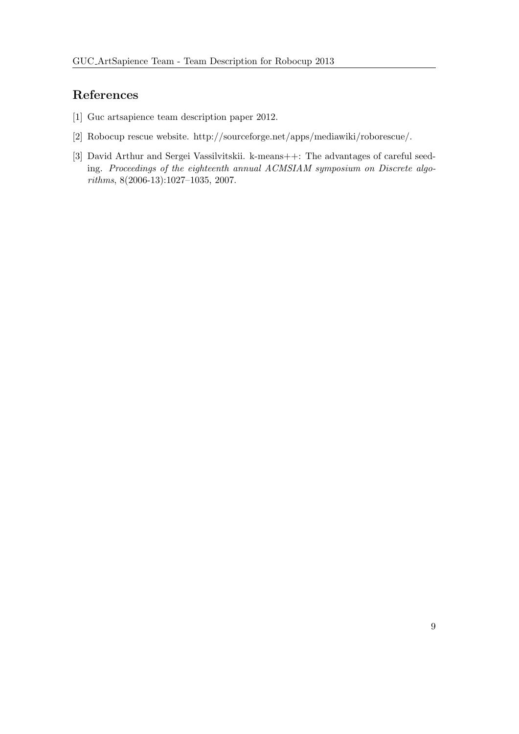## References

[1] Guc artsapience team description paper 2012.

[2] Robocup rescue website. http://sourceforge.net/apps/mediawiki/roborescue/.

[3] David Arthur and Sergei Vassilvitskii. k-means++: The advantages of careful seeding. *Proceedings of the eighteenth annual ACMSIAM symposium on Discrete algorithms*, 8(2006-13):1027–1035, 2007.